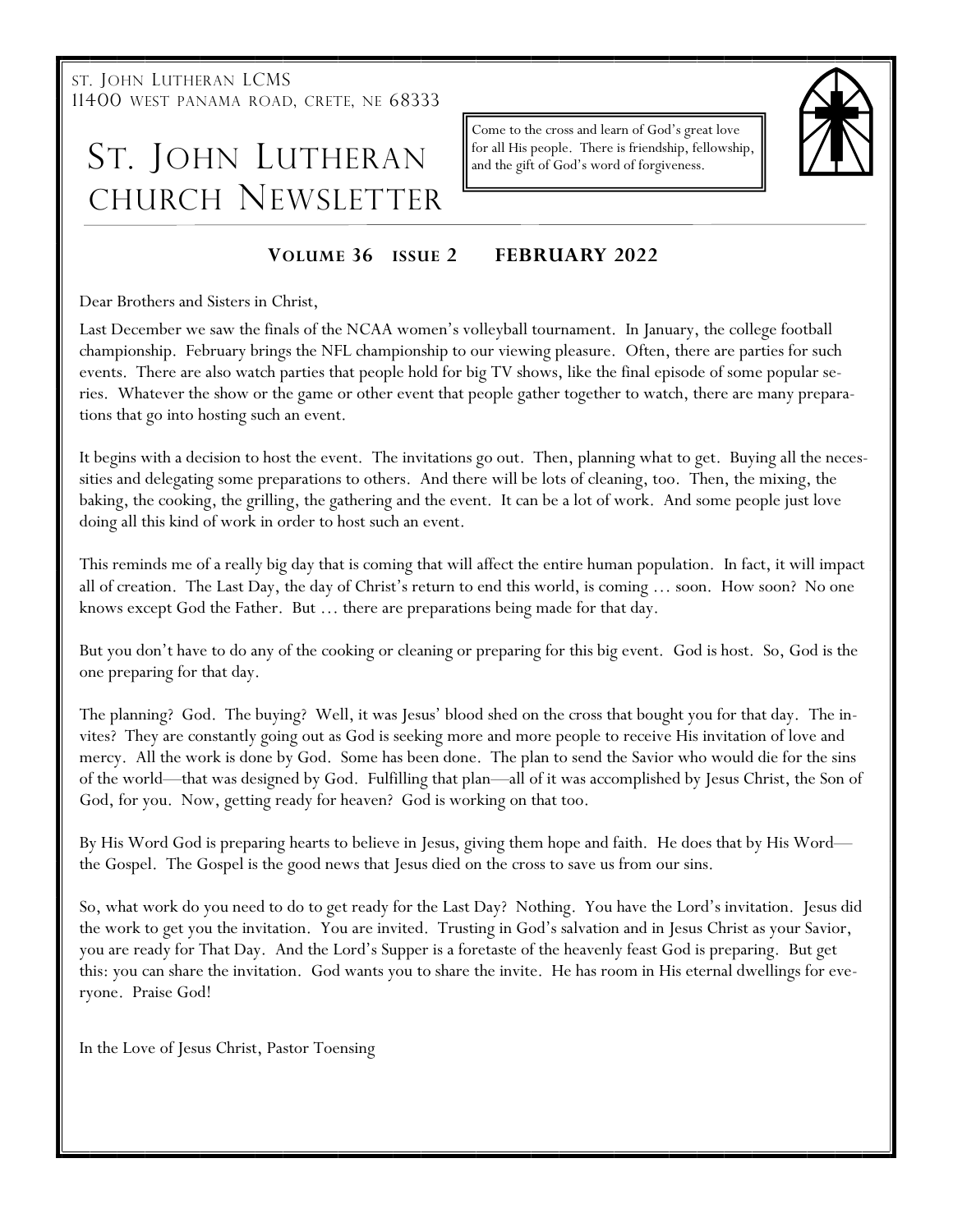ST. JOHN LUTHERAN LCMS
11400 WEST PANAMA ROAD, CRETE, NE 68333

# ST. JOHN LUTHERAN CHURCH NEWSLETTER

Come to the cross and learn of God's great love for all His people. There is friendship, fellowship, and the gift of God's word of forgiveness.

**VOLUME 36 ISSUE 2 FEBRUARY 2022**

Dear Brothers and Sisters in Christ,

Last December we saw the finals of the NCAA women's volleyball tournament. In January, the college football championship. February brings the NFL championship to our viewing pleasure. Often, there are parties for such events. There are also watch parties that people hold for big TV shows, like the final episode of some popular series. Whatever the show or the game or other event that people gather together to watch, there are many preparations that go into hosting such an event.

It begins with a decision to host the event. The invitations go out. Then, planning what to get. Buying all the necessities and delegating some preparations to others. And there will be lots of cleaning, too. Then, the mixing, the baking, the cooking, the grilling, the gathering and the event. It can be a lot of work. And some people just love doing all this kind of work in order to host such an event.

This reminds me of a really big day that is coming that will affect the entire human population. In fact, it will impact all of creation. The Last Day, the day of Christ's return to end this world, is coming … soon. How soon? No one knows except God the Father. But … there are preparations being made for that day.

But you don't have to do any of the cooking or cleaning or preparing for this big event. God is host. So, God is the one preparing for that day.

The planning? God. The buying? Well, it was Jesus' blood shed on the cross that bought you for that day. The invites? They are constantly going out as God is seeking more and more people to receive His invitation of love and mercy. All the work is done by God. Some has been done. The plan to send the Savior who would die for the sins of the world—that was designed by God. Fulfilling that plan—all of it was accomplished by Jesus Christ, the Son of God, for you. Now, getting ready for heaven? God is working on that too.

By His Word God is preparing hearts to believe in Jesus, giving them hope and faith. He does that by His Word—the Gospel. The Gospel is the good news that Jesus died on the cross to save us from our sins.

So, what work do you need to do to get ready for the Last Day? Nothing. You have the Lord's invitation. Jesus did the work to get you the invitation. You are invited. Trusting in God's salvation and in Jesus Christ as your Savior, you are ready for That Day. And the Lord's Supper is a foretaste of the heavenly feast God is preparing. But get this: you can share the invitation. God wants you to share the invite. He has room in His eternal dwellings for everyone. Praise God!

In the Love of Jesus Christ, Pastor Toensing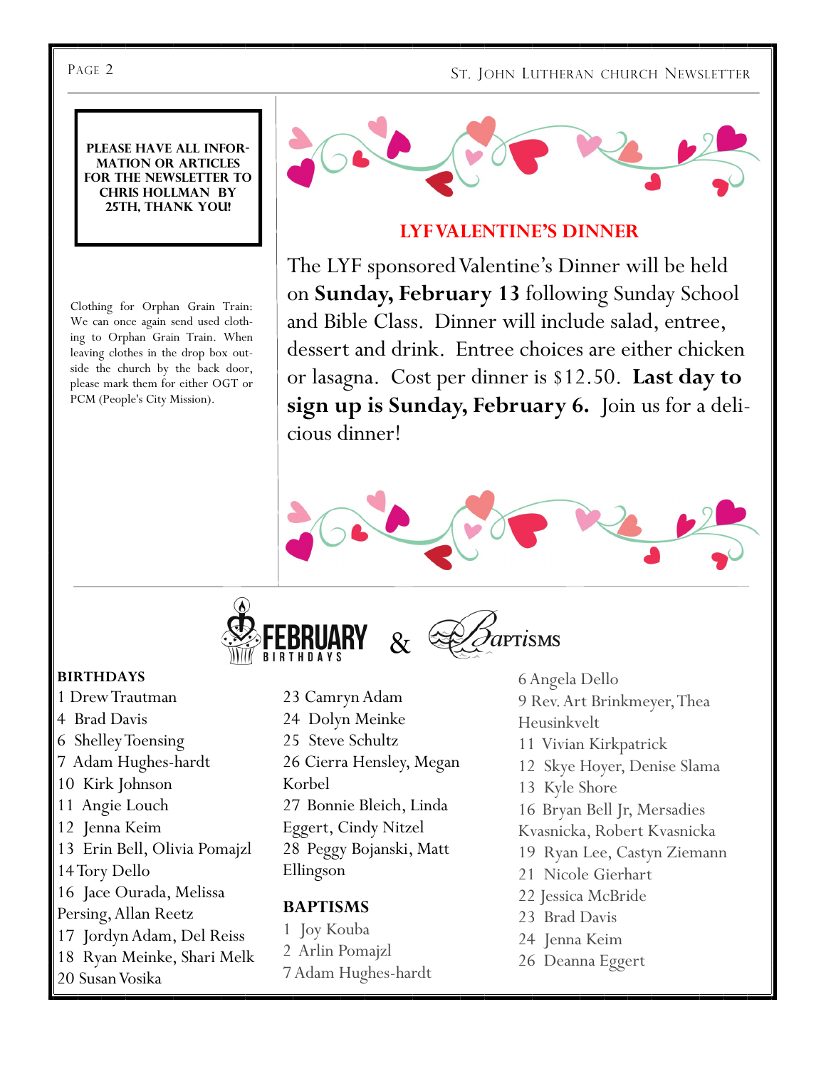**PLEASE HAVE ALL INFORMATION OR ARTICLES FOR THE NEWSLETTER TO CHRIS HOLLMAN BY 25TH, THANK YOU!**

Clothing for Orphan Grain Train: We can once again send used clothing to Orphan Grain Train. When leaving clothes in the drop box outside the church by the back door, please mark them for either OGT or PCM (People's City Mission).

## LYF VALENTINE'S DINNER

The LYF sponsored Valentine's Dinner will be held on **Sunday, February 13** following Sunday School and Bible Class. Dinner will include salad, entree, dessert and drink. Entree choices are either chicken or lasagna. Cost per dinner is $12.50. **Last day to sign up is Sunday, February 6.** Join us for a delicious dinner!

## FEBRUARY BIRTHDAYS & BAPTISMS

**BIRTHDAYS**

1 Drew Trautman
4 Brad Davis
6 Shelley Toensing
7 Adam Hughes-hardt
10 Kirk Johnson
11 Angie Louch
12 Jenna Keim
13 Erin Bell, Olivia Pomajzl
14 Tory Dello
16 Jace Ourada, Melissa Persing, Allan Reetz
17 Jordyn Adam, Del Reiss
18 Ryan Meinke, Shari Melk
20 Susan Vosika
23 Camryn Adam
24 Dolyn Meinke
25 Steve Schultz
26 Cierra Hensley, Megan Korbel
27 Bonnie Bleich, Linda Eggert, Cindy Nitzel
28 Peggy Bojanski, Matt Ellingson

**BAPTISMS**

1 Joy Kouba
2 Arlin Pomajzl
7 Adam Hughes-hardt
6 Angela Dello
9 Rev. Art Brinkmeyer, Thea Heusinkvelt
11 Vivian Kirkpatrick
12 Skye Hoyer, Denise Slama
13 Kyle Shore
16 Bryan Bell Jr, Mersadies Kvasnicka, Robert Kvasnicka
19 Ryan Lee, Castyn Ziemann
21 Nicole Gierhart
22 Jessica McBride
23 Brad Davis
24 Jenna Keim
26 Deanna Eggert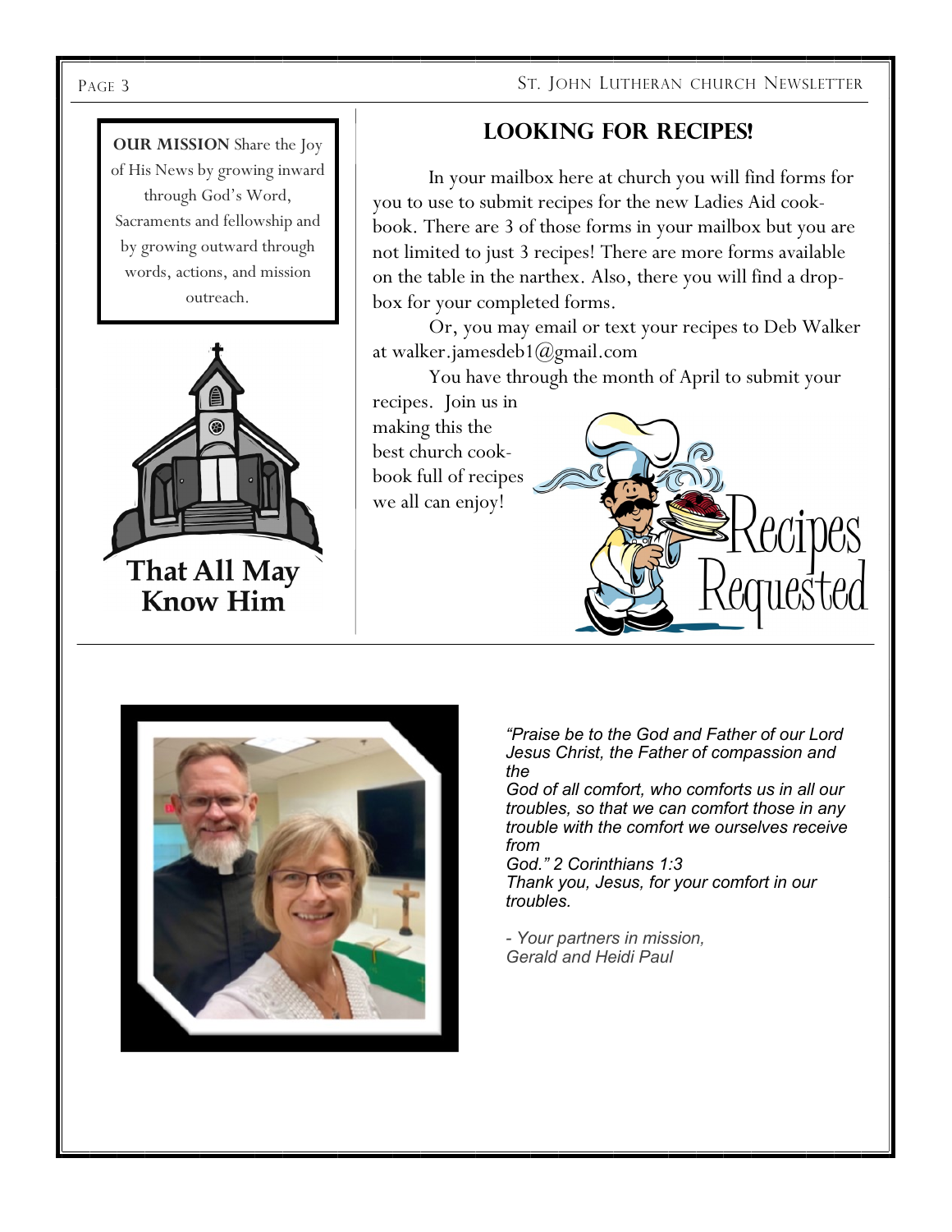**OUR MISSION** Share the Joy of His News by growing inward through God's Word, Sacraments and fellowship and by growing outward through words, actions, and mission outreach.

**That All May Know Him**

## LOOKING FOR RECIPES!

In your mailbox here at church you will find forms for you to use to submit recipes for the new Ladies Aid cookbook. There are 3 of those forms in your mailbox but you are not limited to just 3 recipes! There are more forms available on the table in the narthex. Also, there you will find a drop-box for your completed forms.

Or, you may email or text your recipes to Deb Walker at walker.jamesdeb1@gmail.com

You have through the month of April to submit your recipes. Join us in making this the best church cookbook full of recipes we all can enjoy!

Recipes Requested

*"Praise be to the God and Father of our Lord Jesus Christ, the Father of compassion and the God of all comfort, who comforts us in all our troubles, so that we can comfort those in any trouble with the comfort we ourselves receive from God." 2 Corinthians 1:3*
*Thank you, Jesus, for your comfort in our troubles.*

*- Your partners in mission,*
*Gerald and Heidi Paul*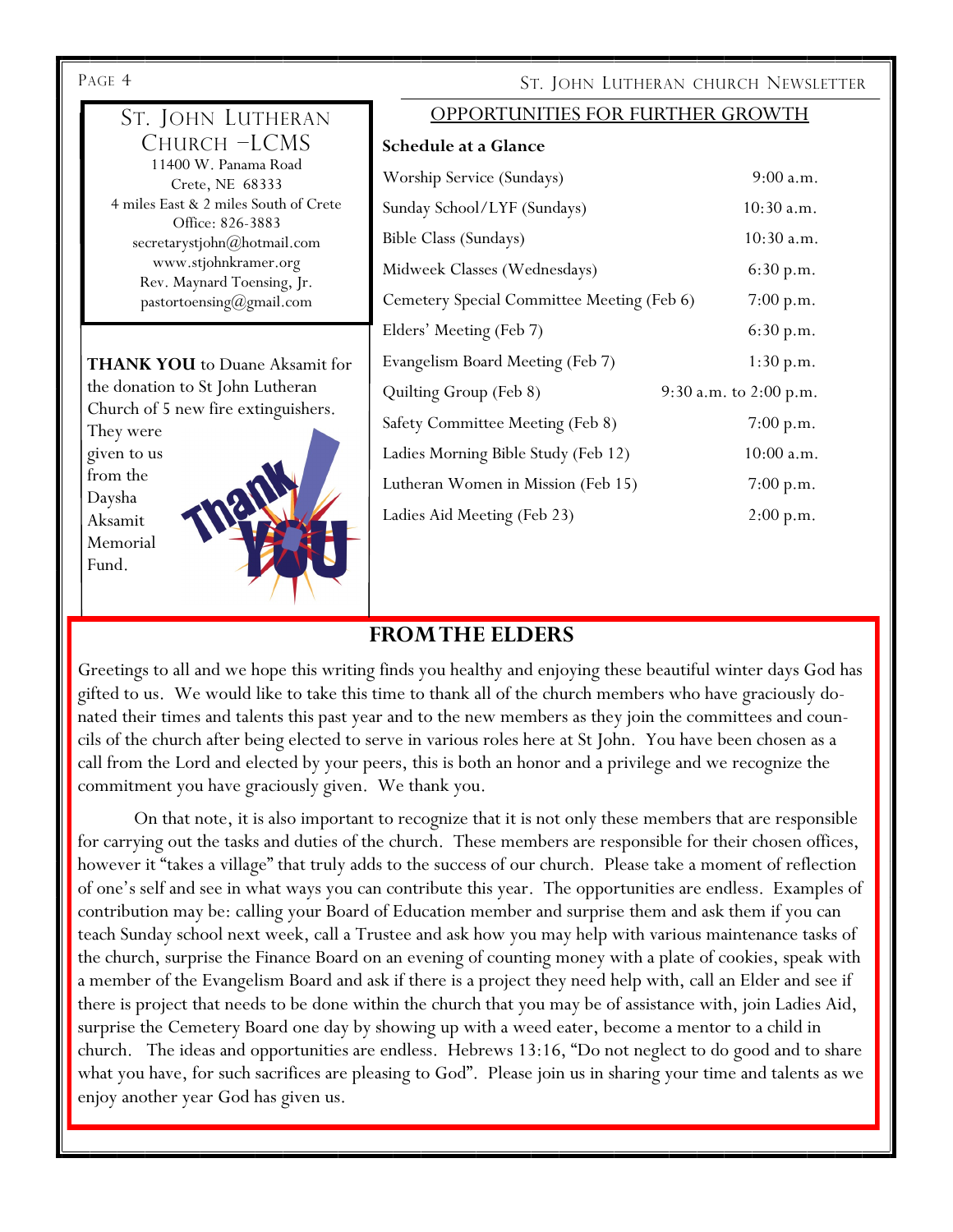## St. John Lutheran Church –LCMS

11400 W. Panama Road
Crete, NE 68333
4 miles East & 2 miles South of Crete
Office: 826-3883
secretarystjohn@hotmail.com
www.stjohnkramer.org
Rev. Maynard Toensing, Jr.
pastortoensing@gmail.com

**THANK YOU** to Duane Aksamit for the donation to St John Lutheran Church of 5 new fire extinguishers. They were given to us from the Daysha Aksamit Memorial Fund.

## OPPORTUNITIES FOR FURTHER GROWTH

**Schedule at a Glance**

| | |
|---|---|
| Worship Service (Sundays) | 9:00 a.m. |
| Sunday School/LYF (Sundays) | 10:30 a.m. |
| Bible Class (Sundays) | 10:30 a.m. |
| Midweek Classes (Wednesdays) | 6:30 p.m. |
| Cemetery Special Committee Meeting (Feb 6) | 7:00 p.m. |
| Elders' Meeting (Feb 7) | 6:30 p.m. |
| Evangelism Board Meeting (Feb 7) | 1:30 p.m. |
| Quilting Group (Feb 8) | 9:30 a.m. to 2:00 p.m. |
| Safety Committee Meeting (Feb 8) | 7:00 p.m. |
| Ladies Morning Bible Study (Feb 12) | 10:00 a.m. |
| Lutheran Women in Mission (Feb 15) | 7:00 p.m. |
| Ladies Aid Meeting (Feb 23) | 2:00 p.m. |

## FROM THE ELDERS

Greetings to all and we hope this writing finds you healthy and enjoying these beautiful winter days God has gifted to us. We would like to take this time to thank all of the church members who have graciously donated their times and talents this past year and to the new members as they join the committees and councils of the church after being elected to serve in various roles here at St John. You have been chosen as a call from the Lord and elected by your peers, this is both an honor and a privilege and we recognize the commitment you have graciously given. We thank you.

On that note, it is also important to recognize that it is not only these members that are responsible for carrying out the tasks and duties of the church. These members are responsible for their chosen offices, however it "takes a village" that truly adds to the success of our church. Please take a moment of reflection of one's self and see in what ways you can contribute this year. The opportunities are endless. Examples of contribution may be: calling your Board of Education member and surprise them and ask them if you can teach Sunday school next week, call a Trustee and ask how you may help with various maintenance tasks of the church, surprise the Finance Board on an evening of counting money with a plate of cookies, speak with a member of the Evangelism Board and ask if there is a project they need help with, call an Elder and see if there is project that needs to be done within the church that you may be of assistance with, join Ladies Aid, surprise the Cemetery Board one day by showing up with a weed eater, become a mentor to a child in church. The ideas and opportunities are endless. Hebrews 13:16, "Do not neglect to do good and to share what you have, for such sacrifices are pleasing to God". Please join us in sharing your time and talents as we enjoy another year God has given us.